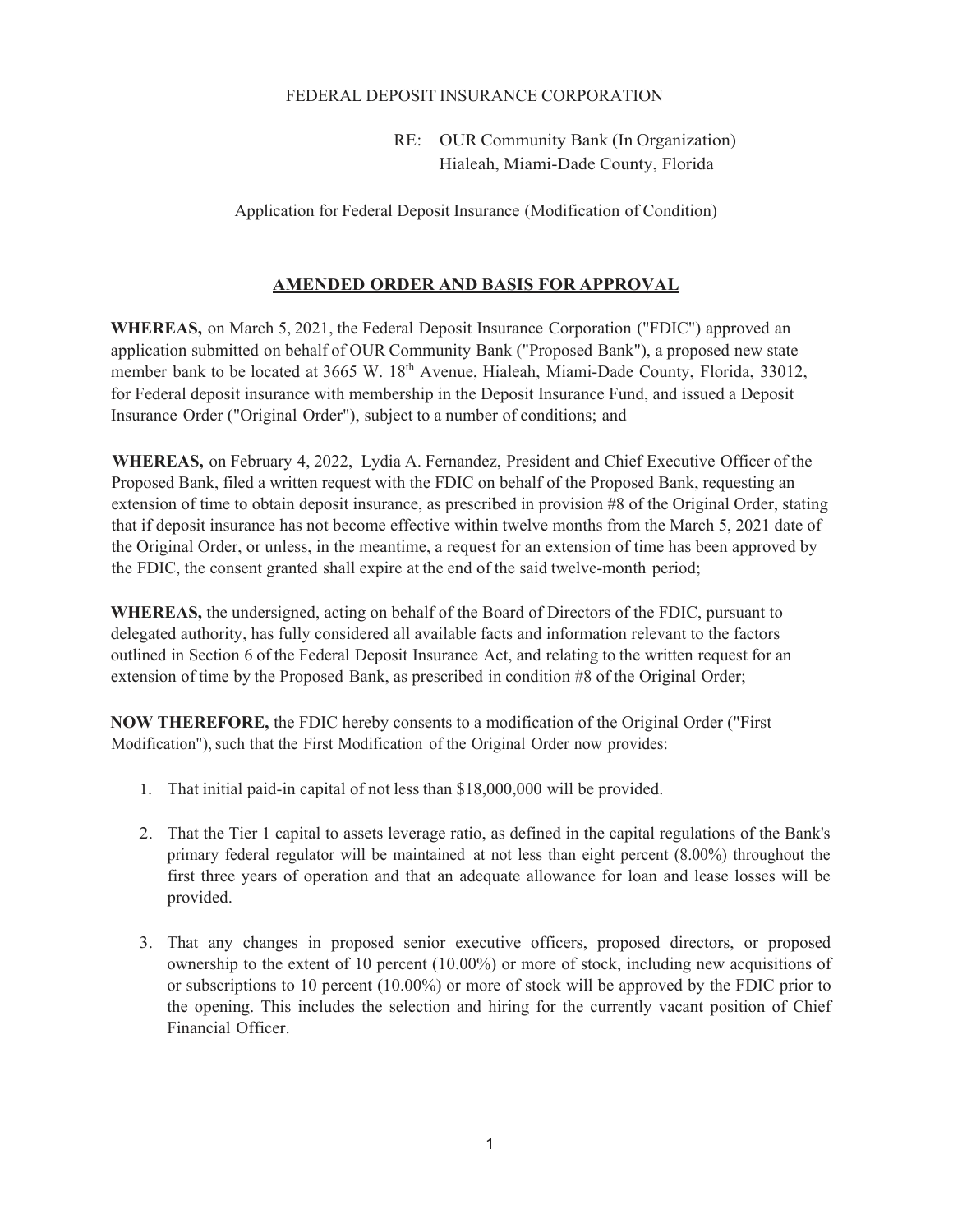FEDERAL DEPOSIT INSURANCE CORPORATION

RE: OUR Community Bank (In Organization)
Hialeah, Miami-Dade County, Florida

Application for Federal Deposit Insurance (Modification of Condition)

## AMENDED ORDER AND BASIS FOR APPROVAL

**WHEREAS,** on March 5, 2021, the Federal Deposit Insurance Corporation ("FDIC") approved an application submitted on behalf of OUR Community Bank ("Proposed Bank"), a proposed new state member bank to be located at 3665 W. 18th Avenue, Hialeah, Miami-Dade County, Florida, 33012, for Federal deposit insurance with membership in the Deposit Insurance Fund, and issued a Deposit Insurance Order ("Original Order"), subject to a number of conditions; and

**WHEREAS,** on February 4, 2022, Lydia A. Fernandez, President and Chief Executive Officer of the Proposed Bank, filed a written request with the FDIC on behalf of the Proposed Bank, requesting an extension of time to obtain deposit insurance, as prescribed in provision #8 of the Original Order, stating that if deposit insurance has not become effective within twelve months from the March 5, 2021 date of the Original Order, or unless, in the meantime, a request for an extension of time has been approved by the FDIC, the consent granted shall expire at the end of the said twelve-month period;

**WHEREAS,** the undersigned, acting on behalf of the Board of Directors of the FDIC, pursuant to delegated authority, has fully considered all available facts and information relevant to the factors outlined in Section 6 of the Federal Deposit Insurance Act, and relating to the written request for an extension of time by the Proposed Bank, as prescribed in condition #8 of the Original Order;

**NOW THEREFORE,** the FDIC hereby consents to a modification of the Original Order ("First Modification"), such that the First Modification of the Original Order now provides:

1. That initial paid-in capital of not less than $18,000,000 will be provided.

2. That the Tier 1 capital to assets leverage ratio, as defined in the capital regulations of the Bank's primary federal regulator will be maintained at not less than eight percent (8.00%) throughout the first three years of operation and that an adequate allowance for loan and lease losses will be provided.

3. That any changes in proposed senior executive officers, proposed directors, or proposed ownership to the extent of 10 percent (10.00%) or more of stock, including new acquisitions of or subscriptions to 10 percent (10.00%) or more of stock will be approved by the FDIC prior to the opening. This includes the selection and hiring for the currently vacant position of Chief Financial Officer.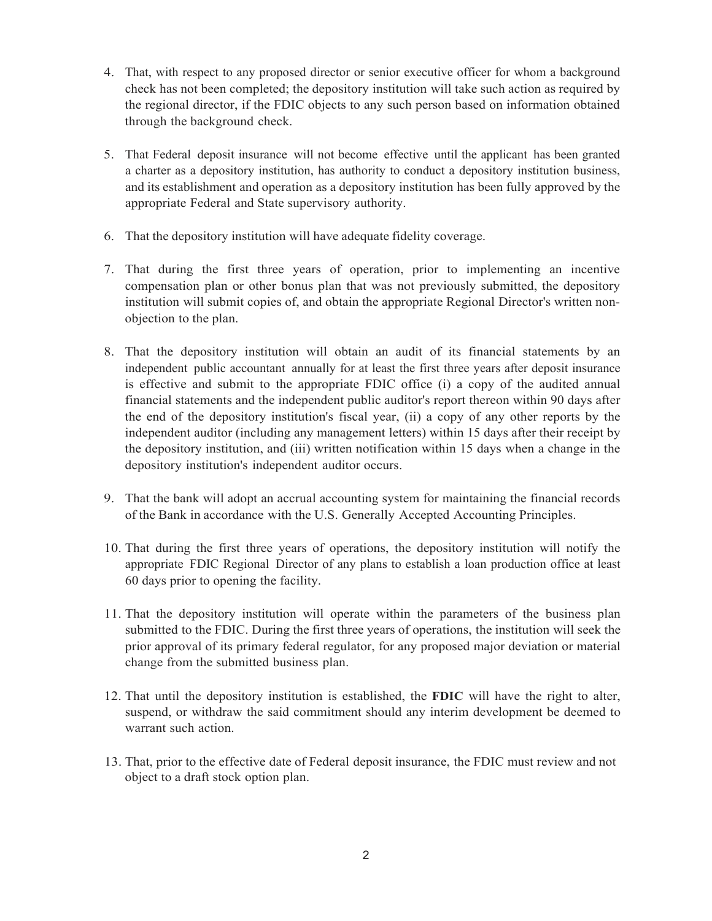4. That, with respect to any proposed director or senior executive officer for whom a background check has not been completed; the depository institution will take such action as required by the regional director, if the FDIC objects to any such person based on information obtained through the background check.

5. That Federal deposit insurance will not become effective until the applicant has been granted a charter as a depository institution, has authority to conduct a depository institution business, and its establishment and operation as a depository institution has been fully approved by the appropriate Federal and State supervisory authority.

6. That the depository institution will have adequate fidelity coverage.

7. That during the first three years of operation, prior to implementing an incentive compensation plan or other bonus plan that was not previously submitted, the depository institution will submit copies of, and obtain the appropriate Regional Director's written non-objection to the plan.

8. That the depository institution will obtain an audit of its financial statements by an independent public accountant annually for at least the first three years after deposit insurance is effective and submit to the appropriate FDIC office (i) a copy of the audited annual financial statements and the independent public auditor's report thereon within 90 days after the end of the depository institution's fiscal year, (ii) a copy of any other reports by the independent auditor (including any management letters) within 15 days after their receipt by the depository institution, and (iii) written notification within 15 days when a change in the depository institution's independent auditor occurs.

9. That the bank will adopt an accrual accounting system for maintaining the financial records of the Bank in accordance with the U.S. Generally Accepted Accounting Principles.

10. That during the first three years of operations, the depository institution will notify the appropriate FDIC Regional Director of any plans to establish a loan production office at least 60 days prior to opening the facility.

11. That the depository institution will operate within the parameters of the business plan submitted to the FDIC. During the first three years of operations, the institution will seek the prior approval of its primary federal regulator, for any proposed major deviation or material change from the submitted business plan.

12. That until the depository institution is established, the **FDIC** will have the right to alter, suspend, or withdraw the said commitment should any interim development be deemed to warrant such action.

13. That, prior to the effective date of Federal deposit insurance, the FDIC must review and not object to a draft stock option plan.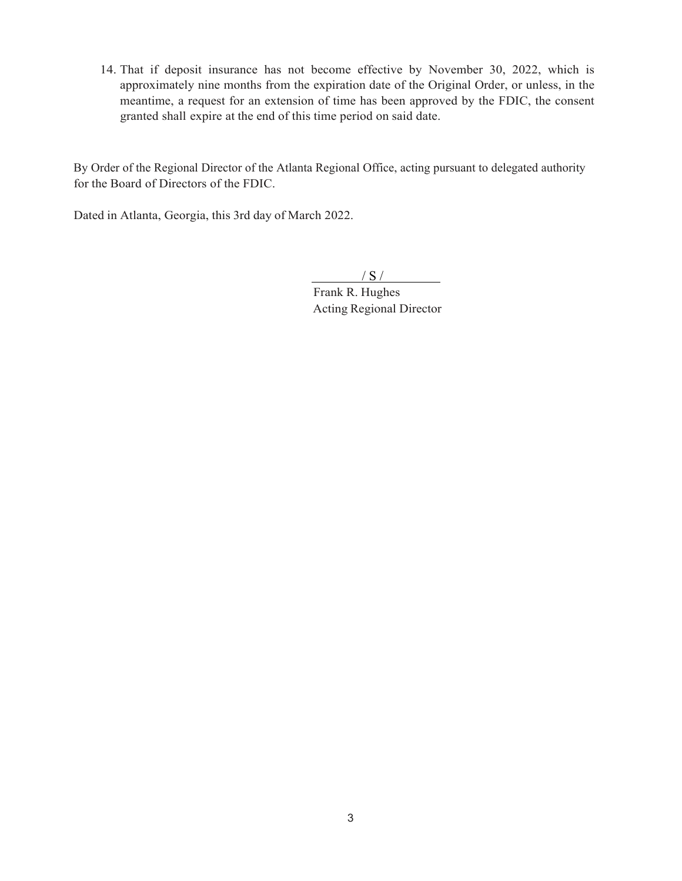14. That if deposit insurance has not become effective by November 30, 2022, which is approximately nine months from the expiration date of the Original Order, or unless, in the meantime, a request for an extension of time has been approved by the FDIC, the consent granted shall expire at the end of this time period on said date.

By Order of the Regional Director of the Atlanta Regional Office, acting pursuant to delegated authority for the Board of Directors of the FDIC.

Dated in Atlanta, Georgia, this 3rd day of March 2022.

/ S /

Frank R. Hughes
Acting Regional Director